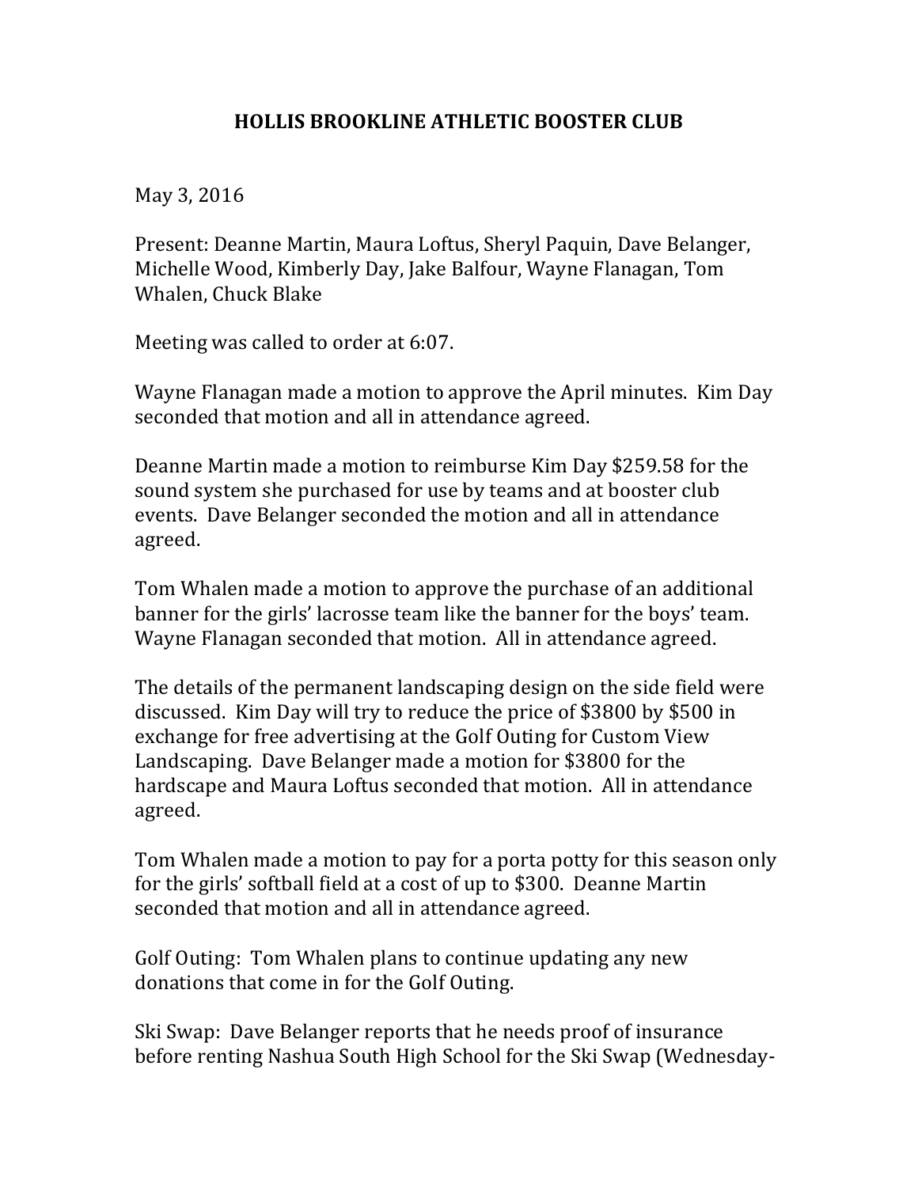# HOLLIS BROOKLINE ATHLETIC BOOSTER CLUB

May 3, 2016

Present: Deanne Martin, Maura Loftus, Sheryl Paquin, Dave Belanger, Michelle Wood, Kimberly Day, Jake Balfour, Wayne Flanagan, Tom Whalen, Chuck Blake

Meeting was called to order at 6:07.

Wayne Flanagan made a motion to approve the April minutes. Kim Day seconded that motion and all in attendance agreed.

Deanne Martin made a motion to reimburse Kim Day $259.58 for the sound system she purchased for use by teams and at booster club events. Dave Belanger seconded the motion and all in attendance agreed.

Tom Whalen made a motion to approve the purchase of an additional banner for the girls' lacrosse team like the banner for the boys' team. Wayne Flanagan seconded that motion. All in attendance agreed.

The details of the permanent landscaping design on the side field were discussed. Kim Day will try to reduce the price of $3800 by $500 in exchange for free advertising at the Golf Outing for Custom View Landscaping. Dave Belanger made a motion for $3800 for the hardscape and Maura Loftus seconded that motion. All in attendance agreed.

Tom Whalen made a motion to pay for a porta potty for this season only for the girls' softball field at a cost of up to $300. Deanne Martin seconded that motion and all in attendance agreed.

Golf Outing: Tom Whalen plans to continue updating any new donations that come in for the Golf Outing.

Ski Swap: Dave Belanger reports that he needs proof of insurance before renting Nashua South High School for the Ski Swap (Wednesday-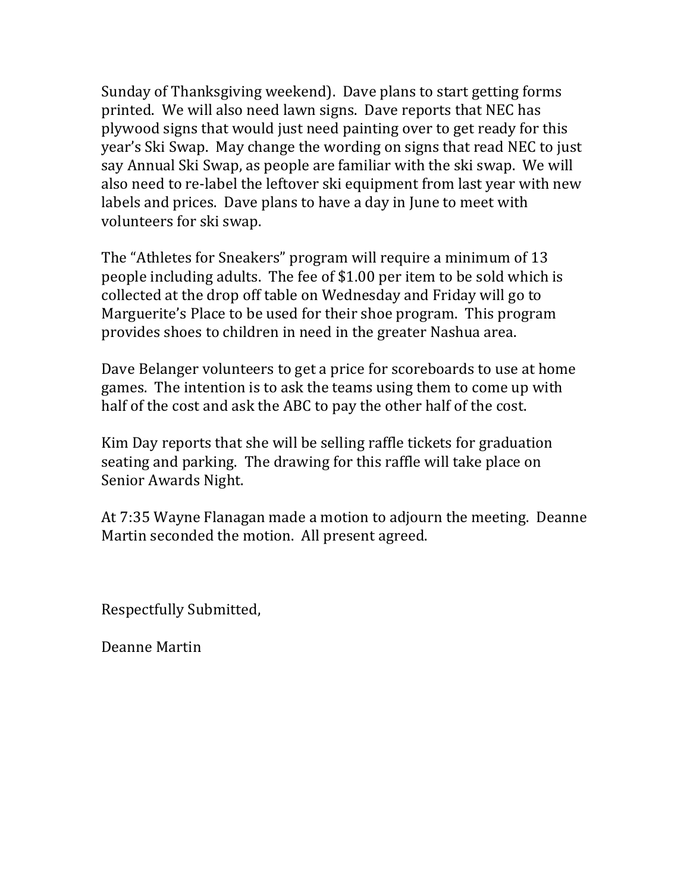Sunday of Thanksgiving weekend). Dave plans to start getting forms printed. We will also need lawn signs. Dave reports that NEC has plywood signs that would just need painting over to get ready for this year's Ski Swap. May change the wording on signs that read NEC to just say Annual Ski Swap, as people are familiar with the ski swap. We will also need to re-label the leftover ski equipment from last year with new labels and prices. Dave plans to have a day in June to meet with volunteers for ski swap.

The "Athletes for Sneakers" program will require a minimum of 13 people including adults. The fee of $1.00 per item to be sold which is collected at the drop off table on Wednesday and Friday will go to Marguerite's Place to be used for their shoe program. This program provides shoes to children in need in the greater Nashua area.

Dave Belanger volunteers to get a price for scoreboards to use at home games. The intention is to ask the teams using them to come up with half of the cost and ask the ABC to pay the other half of the cost.

Kim Day reports that she will be selling raffle tickets for graduation seating and parking. The drawing for this raffle will take place on Senior Awards Night.

At 7:35 Wayne Flanagan made a motion to adjourn the meeting. Deanne Martin seconded the motion. All present agreed.

Respectfully Submitted,

Deanne Martin